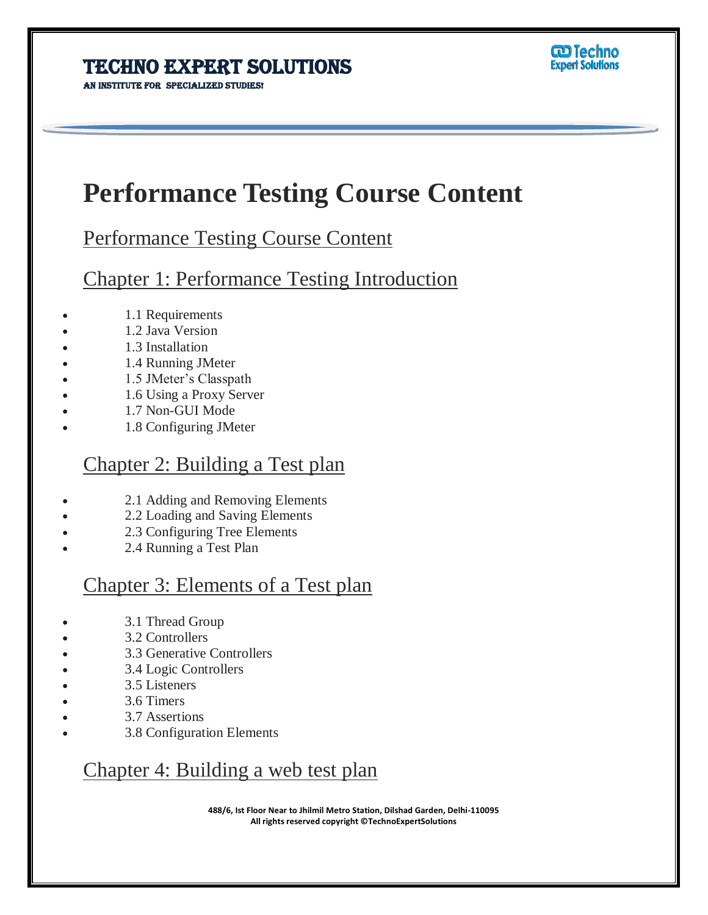# Techno Expert Solutions

AN INSTITUTE FOR SPECIALIZED STUDIES!

# Performance Testing Course Content

## Performance Testing Course Content

## Chapter 1: Performance Testing Introduction

- 1.1 Requirements
- 1.2 Java Version
- 1.3 Installation
- 1.4 Running JMeter
- 1.5 JMeter's Classpath
- 1.6 Using a Proxy Server
- 1.7 Non-GUI Mode
- 1.8 Configuring JMeter

## Chapter 2: Building a Test plan

- 2.1 Adding and Removing Elements
- 2.2 Loading and Saving Elements
- 2.3 Configuring Tree Elements
- 2.4 Running a Test Plan

## Chapter 3: Elements of a Test plan

- 3.1 Thread Group
- 3.2 Controllers
- 3.3 Generative Controllers
- 3.4 Logic Controllers
- 3.5 Listeners
- 3.6 Timers
- 3.7 Assertions
- 3.8 Configuration Elements

## Chapter 4: Building a web test plan

**488/6, Ist Floor Near to Jhilmil Metro Station, Dilshad Garden, Delhi-110095**
**All rights reserved copyright ©TechnoExpertSolutions**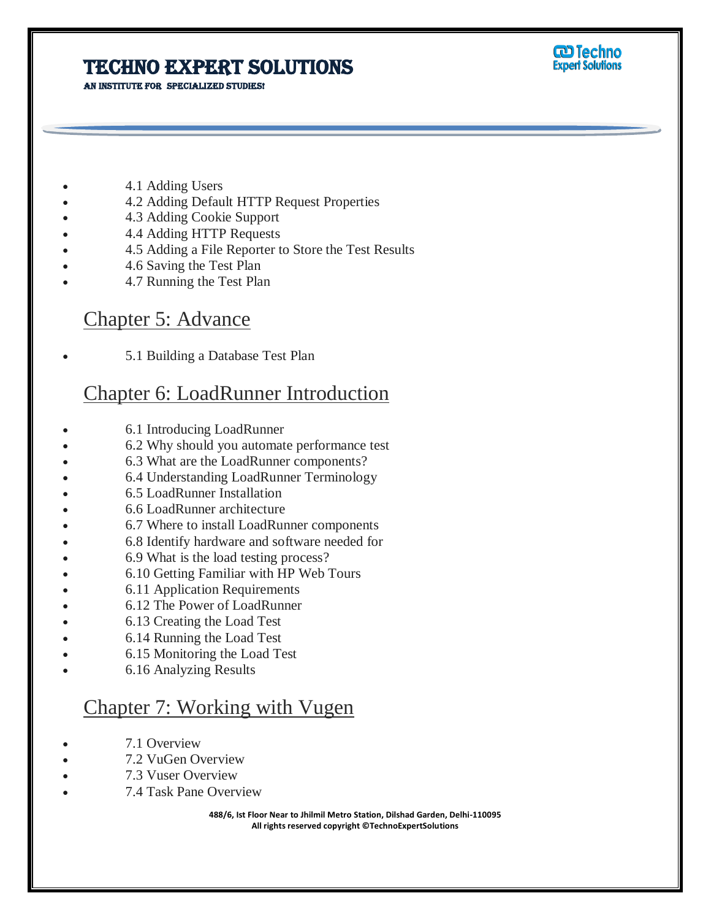- 4.1 Adding Users
- 4.2 Adding Default HTTP Request Properties
- 4.3 Adding Cookie Support
- 4.4 Adding HTTP Requests
- 4.5 Adding a File Reporter to Store the Test Results
- 4.6 Saving the Test Plan
- 4.7 Running the Test Plan

## Chapter 5: Advance

- 5.1 Building a Database Test Plan

## Chapter 6: LoadRunner Introduction

- 6.1 Introducing LoadRunner
- 6.2 Why should you automate performance test
- 6.3 What are the LoadRunner components?
- 6.4 Understanding LoadRunner Terminology
- 6.5 LoadRunner Installation
- 6.6 LoadRunner architecture
- 6.7 Where to install LoadRunner components
- 6.8 Identify hardware and software needed for
- 6.9 What is the load testing process?
- 6.10 Getting Familiar with HP Web Tours
- 6.11 Application Requirements
- 6.12 The Power of LoadRunner
- 6.13 Creating the Load Test
- 6.14 Running the Load Test
- 6.15 Monitoring the Load Test
- 6.16 Analyzing Results

## Chapter 7: Working with Vugen

- 7.1 Overview
- 7.2 VuGen Overview
- 7.3 Vuser Overview
- 7.4 Task Pane Overview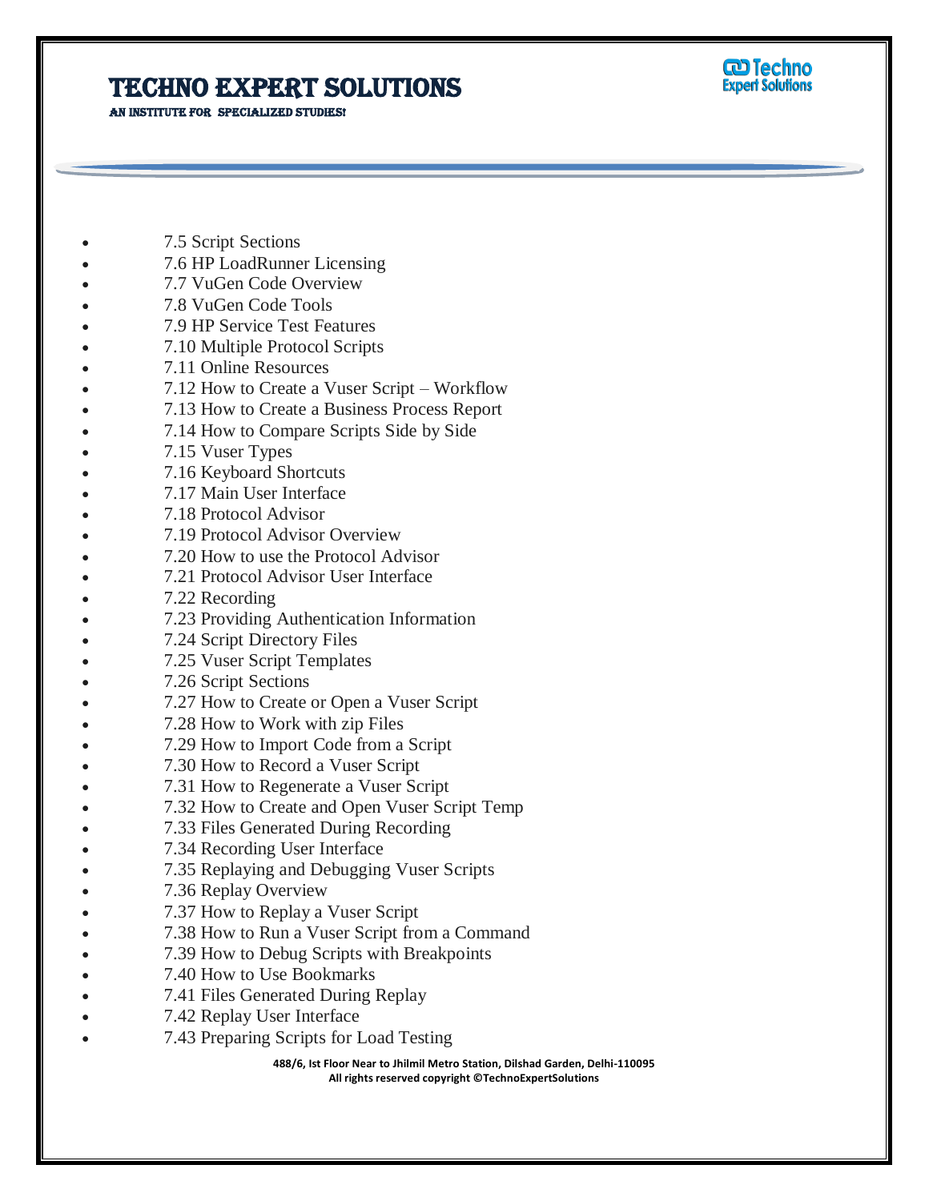- 7.5 Script Sections
- 7.6 HP LoadRunner Licensing
- 7.7 VuGen Code Overview
- 7.8 VuGen Code Tools
- 7.9 HP Service Test Features
- 7.10 Multiple Protocol Scripts
- 7.11 Online Resources
- 7.12 How to Create a Vuser Script – Workflow
- 7.13 How to Create a Business Process Report
- 7.14 How to Compare Scripts Side by Side
- 7.15 Vuser Types
- 7.16 Keyboard Shortcuts
- 7.17 Main User Interface
- 7.18 Protocol Advisor
- 7.19 Protocol Advisor Overview
- 7.20 How to use the Protocol Advisor
- 7.21 Protocol Advisor User Interface
- 7.22 Recording
- 7.23 Providing Authentication Information
- 7.24 Script Directory Files
- 7.25 Vuser Script Templates
- 7.26 Script Sections
- 7.27 How to Create or Open a Vuser Script
- 7.28 How to Work with zip Files
- 7.29 How to Import Code from a Script
- 7.30 How to Record a Vuser Script
- 7.31 How to Regenerate a Vuser Script
- 7.32 How to Create and Open Vuser Script Temp
- 7.33 Files Generated During Recording
- 7.34 Recording User Interface
- 7.35 Replaying and Debugging Vuser Scripts
- 7.36 Replay Overview
- 7.37 How to Replay a Vuser Script
- 7.38 How to Run a Vuser Script from a Command
- 7.39 How to Debug Scripts with Breakpoints
- 7.40 How to Use Bookmarks
- 7.41 Files Generated During Replay
- 7.42 Replay User Interface
- 7.43 Preparing Scripts for Load Testing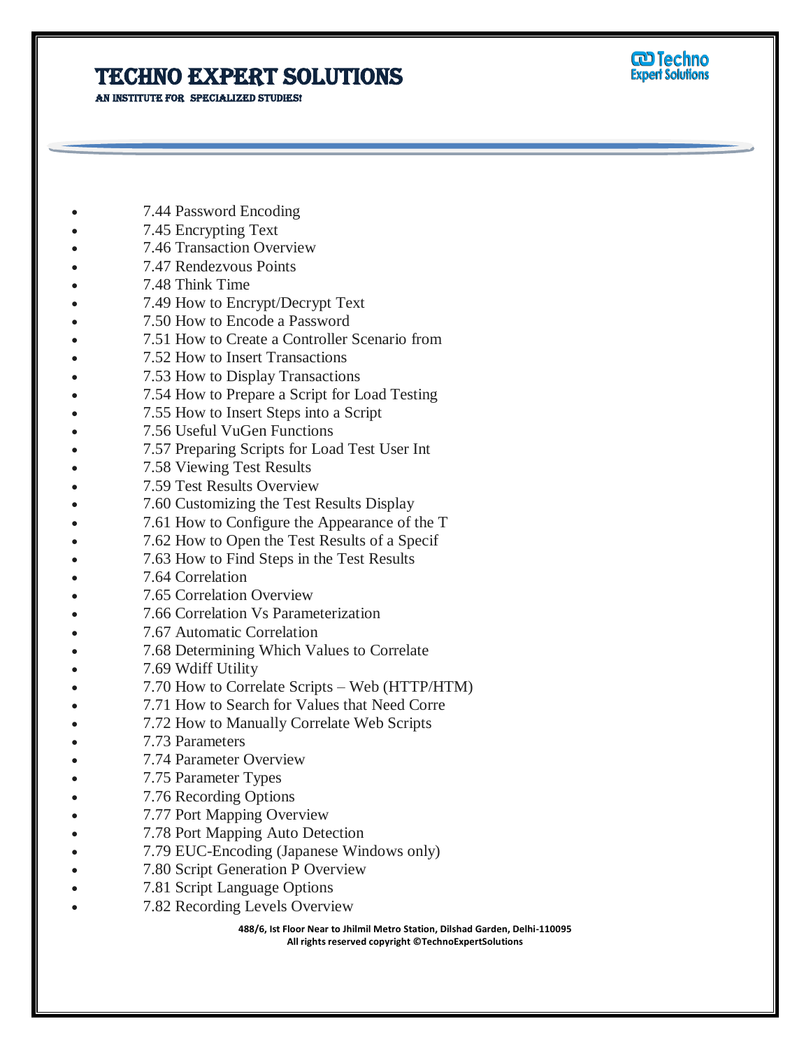- 7.44 Password Encoding
- 7.45 Encrypting Text
- 7.46 Transaction Overview
- 7.47 Rendezvous Points
- 7.48 Think Time
- 7.49 How to Encrypt/Decrypt Text
- 7.50 How to Encode a Password
- 7.51 How to Create a Controller Scenario from
- 7.52 How to Insert Transactions
- 7.53 How to Display Transactions
- 7.54 How to Prepare a Script for Load Testing
- 7.55 How to Insert Steps into a Script
- 7.56 Useful VuGen Functions
- 7.57 Preparing Scripts for Load Test User Int
- 7.58 Viewing Test Results
- 7.59 Test Results Overview
- 7.60 Customizing the Test Results Display
- 7.61 How to Configure the Appearance of the T
- 7.62 How to Open the Test Results of a Specif
- 7.63 How to Find Steps in the Test Results
- 7.64 Correlation
- 7.65 Correlation Overview
- 7.66 Correlation Vs Parameterization
- 7.67 Automatic Correlation
- 7.68 Determining Which Values to Correlate
- 7.69 Wdiff Utility
- 7.70 How to Correlate Scripts – Web (HTTP/HTM)
- 7.71 How to Search for Values that Need Corre
- 7.72 How to Manually Correlate Web Scripts
- 7.73 Parameters
- 7.74 Parameter Overview
- 7.75 Parameter Types
- 7.76 Recording Options
- 7.77 Port Mapping Overview
- 7.78 Port Mapping Auto Detection
- 7.79 EUC-Encoding (Japanese Windows only)
- 7.80 Script Generation P Overview
- 7.81 Script Language Options
- 7.82 Recording Levels Overview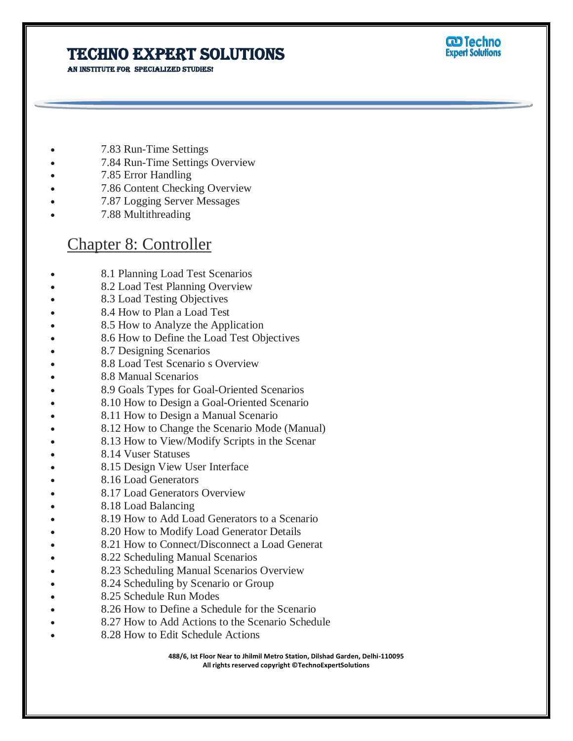- 7.83 Run-Time Settings
- 7.84 Run-Time Settings Overview
- 7.85 Error Handling
- 7.86 Content Checking Overview
- 7.87 Logging Server Messages
- 7.88 Multithreading

## Chapter 8: Controller

- 8.1 Planning Load Test Scenarios
- 8.2 Load Test Planning Overview
- 8.3 Load Testing Objectives
- 8.4 How to Plan a Load Test
- 8.5 How to Analyze the Application
- 8.6 How to Define the Load Test Objectives
- 8.7 Designing Scenarios
- 8.8 Load Test Scenario s Overview
- 8.8 Manual Scenarios
- 8.9 Goals Types for Goal-Oriented Scenarios
- 8.10 How to Design a Goal-Oriented Scenario
- 8.11 How to Design a Manual Scenario
- 8.12 How to Change the Scenario Mode (Manual)
- 8.13 How to View/Modify Scripts in the Scenar
- 8.14 Vuser Statuses
- 8.15 Design View User Interface
- 8.16 Load Generators
- 8.17 Load Generators Overview
- 8.18 Load Balancing
- 8.19 How to Add Load Generators to a Scenario
- 8.20 How to Modify Load Generator Details
- 8.21 How to Connect/Disconnect a Load Generat
- 8.22 Scheduling Manual Scenarios
- 8.23 Scheduling Manual Scenarios Overview
- 8.24 Scheduling by Scenario or Group
- 8.25 Schedule Run Modes
- 8.26 How to Define a Schedule for the Scenario
- 8.27 How to Add Actions to the Scenario Schedule
- 8.28 How to Edit Schedule Actions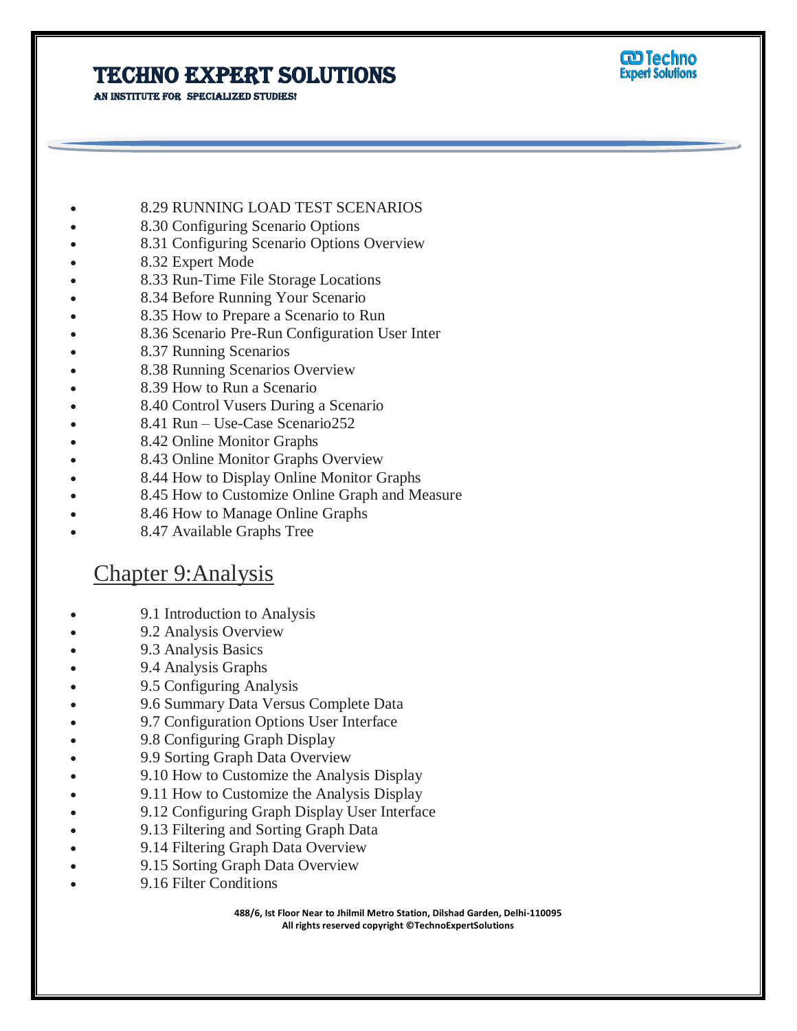- 8.29 RUNNING LOAD TEST SCENARIOS
- 8.30 Configuring Scenario Options
- 8.31 Configuring Scenario Options Overview
- 8.32 Expert Mode
- 8.33 Run-Time File Storage Locations
- 8.34 Before Running Your Scenario
- 8.35 How to Prepare a Scenario to Run
- 8.36 Scenario Pre-Run Configuration User Inter
- 8.37 Running Scenarios
- 8.38 Running Scenarios Overview
- 8.39 How to Run a Scenario
- 8.40 Control Vusers During a Scenario
- 8.41 Run – Use-Case Scenario252
- 8.42 Online Monitor Graphs
- 8.43 Online Monitor Graphs Overview
- 8.44 How to Display Online Monitor Graphs
- 8.45 How to Customize Online Graph and Measure
- 8.46 How to Manage Online Graphs
- 8.47 Available Graphs Tree

## Chapter 9:Analysis

- 9.1 Introduction to Analysis
- 9.2 Analysis Overview
- 9.3 Analysis Basics
- 9.4 Analysis Graphs
- 9.5 Configuring Analysis
- 9.6 Summary Data Versus Complete Data
- 9.7 Configuration Options User Interface
- 9.8 Configuring Graph Display
- 9.9 Sorting Graph Data Overview
- 9.10 How to Customize the Analysis Display
- 9.11 How to Customize the Analysis Display
- 9.12 Configuring Graph Display User Interface
- 9.13 Filtering and Sorting Graph Data
- 9.14 Filtering Graph Data Overview
- 9.15 Sorting Graph Data Overview
- 9.16 Filter Conditions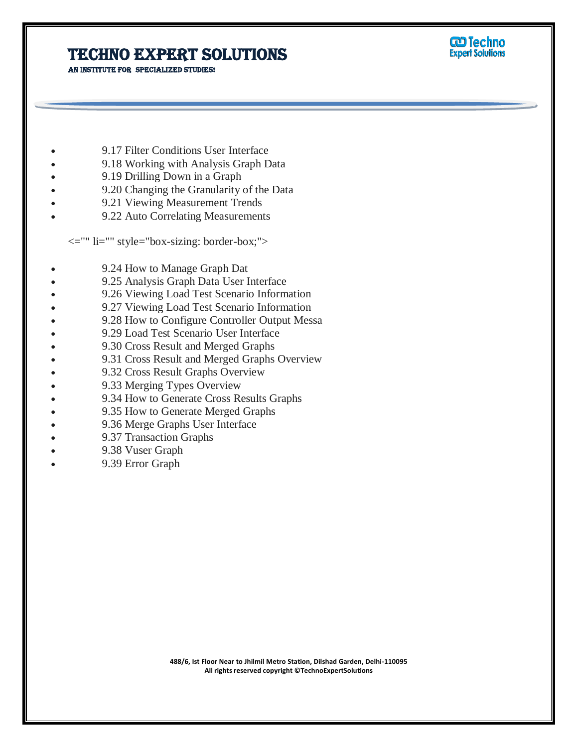- 9.17 Filter Conditions User Interface
- 9.18 Working with Analysis Graph Data
- 9.19 Drilling Down in a Graph
- 9.20 Changing the Granularity of the Data
- 9.21 Viewing Measurement Trends
- 9.22 Auto Correlating Measurements

<="" li="" style="box-sizing: border-box;">

- 9.24 How to Manage Graph Dat
- 9.25 Analysis Graph Data User Interface
- 9.26 Viewing Load Test Scenario Information
- 9.27 Viewing Load Test Scenario Information
- 9.28 How to Configure Controller Output Messa
- 9.29 Load Test Scenario User Interface
- 9.30 Cross Result and Merged Graphs
- 9.31 Cross Result and Merged Graphs Overview
- 9.32 Cross Result Graphs Overview
- 9.33 Merging Types Overview
- 9.34 How to Generate Cross Results Graphs
- 9.35 How to Generate Merged Graphs
- 9.36 Merge Graphs User Interface
- 9.37 Transaction Graphs
- 9.38 Vuser Graph
- 9.39 Error Graph